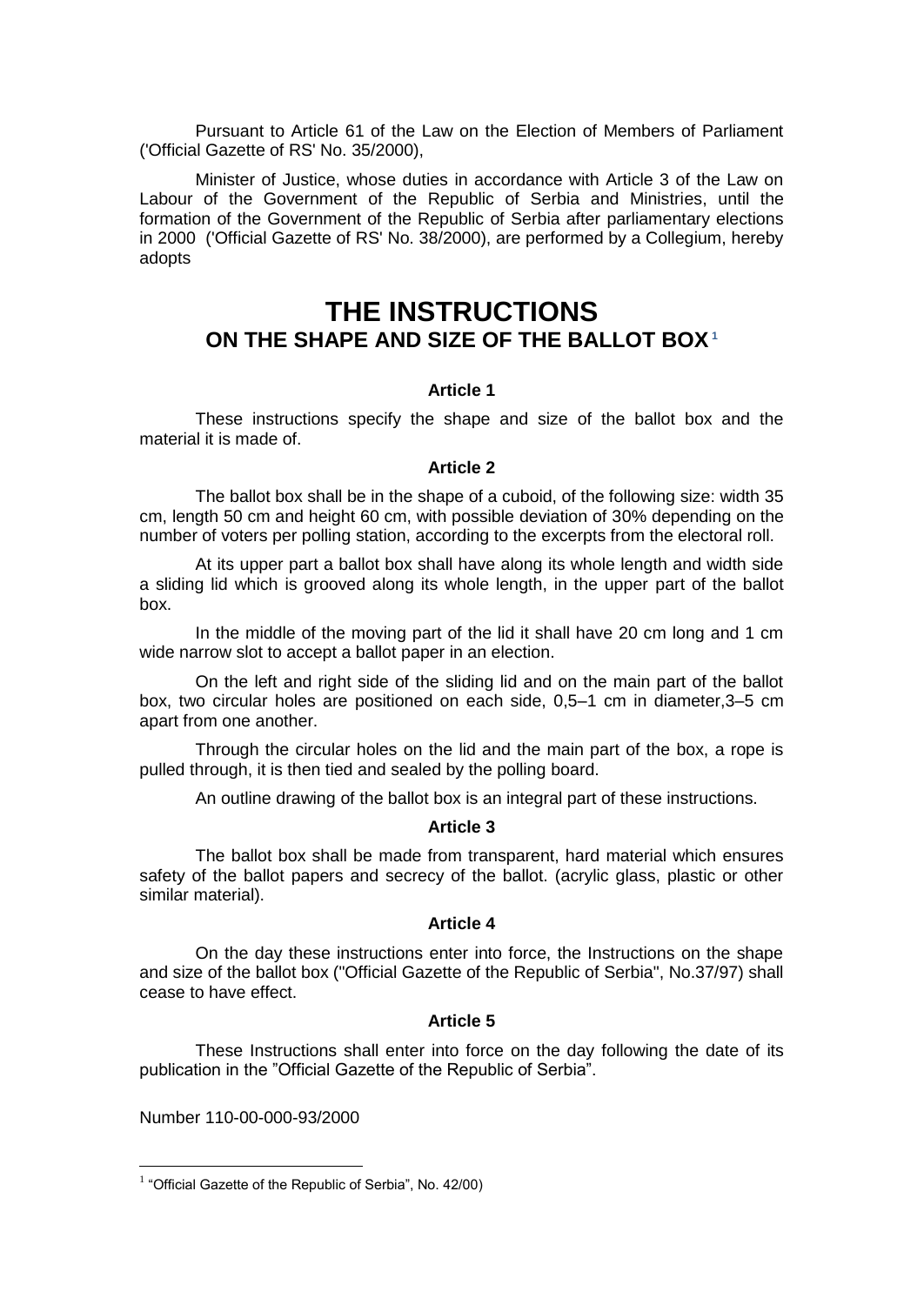Pursuant to Article 61 of the Law on the Election of Members of Parliament ('Official Gazette of RS' No. 35/2000),

Minister of Justice, whose duties in accordance with Article 3 of the Law on Labour of the Government of the Republic of Serbia and Ministries, until the formation of the Government of the Republic of Serbia after parliamentary elections in 2000 ('Official Gazette of RS' No. 38/2000), are performed by a Collegium, hereby adopts

# THE INSTRUCTIONS
## ON THE SHAPE AND SIZE OF THE BALLOT BOX[1]

### Article 1

These instructions specify the shape and size of the ballot box and the material it is made of.

### Article 2

The ballot box shall be in the shape of a cuboid, of the following size: width 35 cm, length 50 cm and height 60 cm, with possible deviation of 30% depending on the number of voters per polling station, according to the excerpts from the electoral roll.

At its upper part a ballot box shall have along its whole length and width side a sliding lid which is grooved along its whole length, in the upper part of the ballot box.

In the middle of the moving part of the lid it shall have 20 cm long and 1 cm wide narrow slot to accept a ballot paper in an election.

On the left and right side of the sliding lid and on the main part of the ballot box, two circular holes are positioned on each side, 0,5–1 cm in diameter,3–5 cm apart from one another.

Through the circular holes on the lid and the main part of the box, a rope is pulled through, it is then tied and sealed by the polling board.

An outline drawing of the ballot box is an integral part of these instructions.

### Article 3

The ballot box shall be made from transparent, hard material which ensures safety of the ballot papers and secrecy of the ballot. (acrylic glass, plastic or other similar material).

### Article 4

On the day these instructions enter into force, the Instructions on the shape and size of the ballot box ("Official Gazette of the Republic of Serbia", No.37/97) shall cease to have effect.

### Article 5

These Instructions shall enter into force on the day following the date of its publication in the "Official Gazette of the Republic of Serbia".

Number 110-00-000-93/2000

[1] "Official Gazette of the Republic of Serbia", No. 42/00)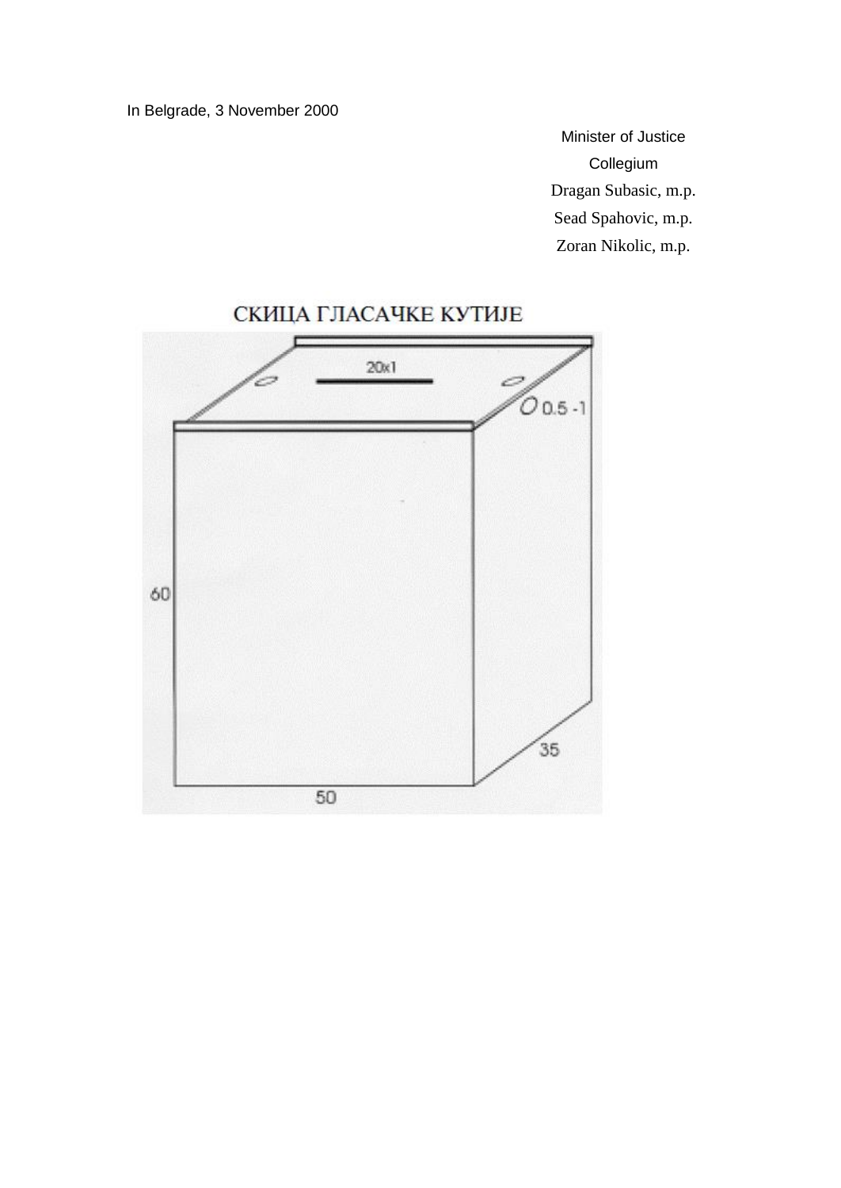In Belgrade, 3 November 2000

Minister of Justice

Collegium

Dragan Subasic, m.p.

Sead Spahovic, m.p.

Zoran Nikolic, m.p.

СКИЦА ГЛАСАЧКЕ КУТИЈЕ

20x1

0.5 -1

60

35

50